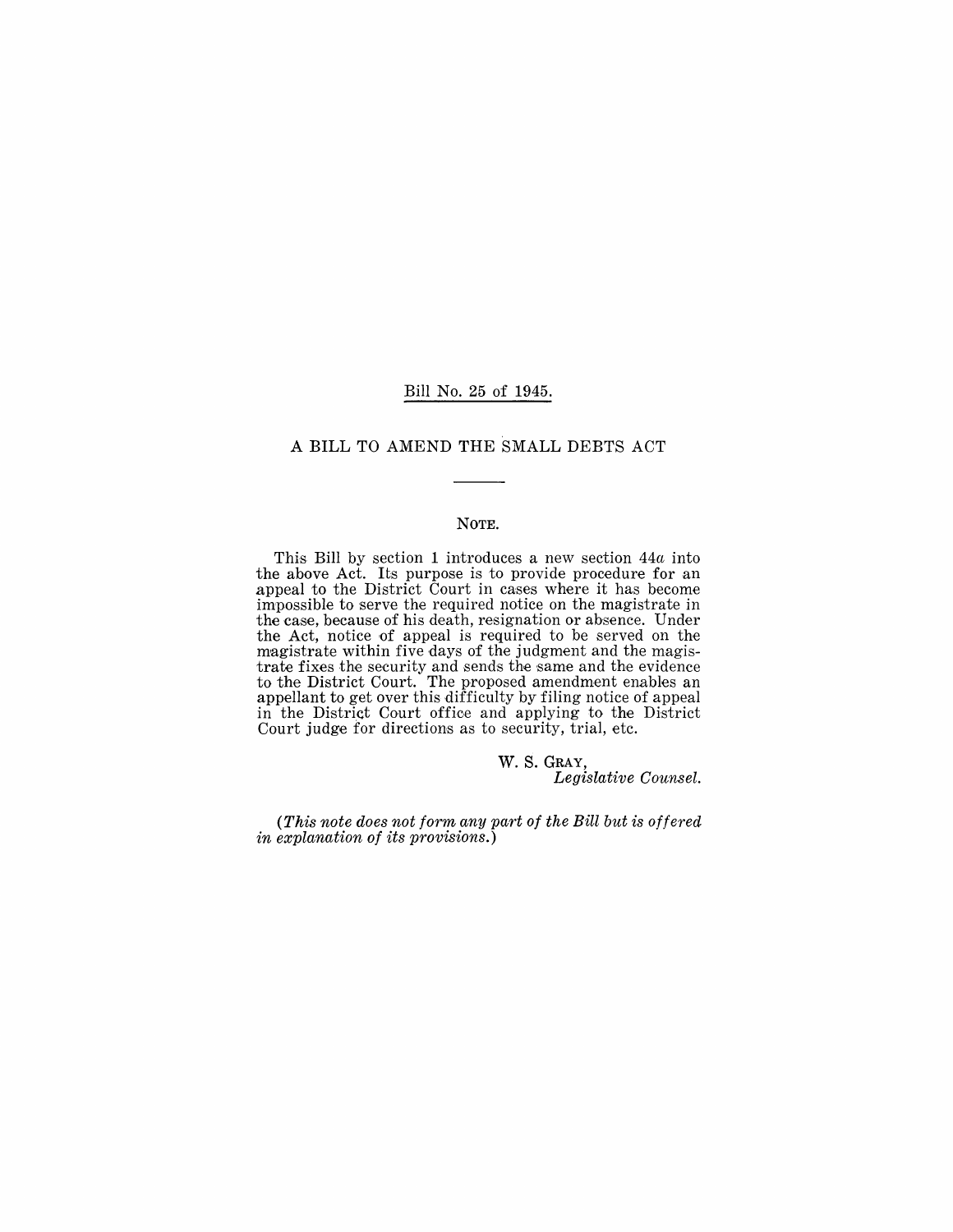Bill No. 25 of 1945.

# A BILL TO AMEND THE SMALL DEBTS ACT

## NOTE.

This Bill by section 1 introduces a new section 44*a* into the above Act. Its purpose is to provide procedure for an appeal to the District Court in cases where it has become impossible to serve the required notice on the magistrate in the case, because of his death, resignation or absence. Under the Act, notice of appeal is required to be served on the magistrate within five days of the judgment and the magistrate fixes the security and sends the same and the evidence to the District Court. The proposed amendment enables an appellant to get over this difficulty by filing notice of appeal in the District Court office and applying to the District Court judge for directions as to security, trial, etc.

W. S. GRAY,
*Legislative Counsel.*

*(This note does not form any part of the Bill but is offered in explanation of its provisions.)*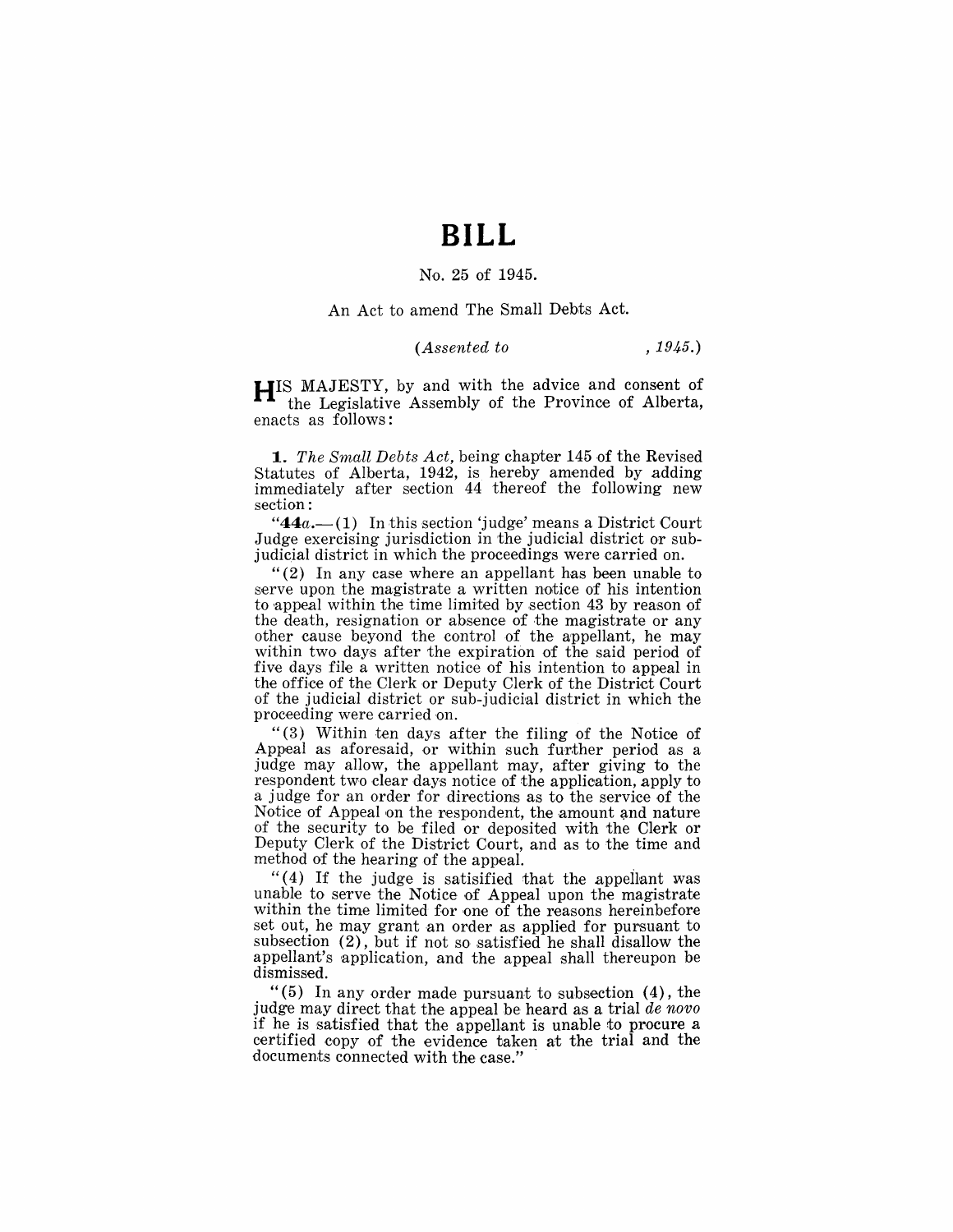# BILL

No. 25 of 1945.

An Act to amend The Small Debts Act.

*(Assented to , 1945.)*

HIS MAJESTY, by and with the advice and consent of the Legislative Assembly of the Province of Alberta, enacts as follows:

**1.** *The Small Debts Act*, being chapter 145 of the Revised Statutes of Alberta, 1942, is hereby amended by adding immediately after section 44 thereof the following new section:

"**44***a*.—(1) In this section 'judge' means a District Court Judge exercising jurisdiction in the judicial district or sub-judicial district in which the proceedings were carried on.

"(2) In any case where an appellant has been unable to serve upon the magistrate a written notice of his intention to appeal within the time limited by section 43 by reason of the death, resignation or absence of the magistrate or any other cause beyond the control of the appellant, he may within two days after the expiration of the said period of five days file a written notice of his intention to appeal in the office of the Clerk or Deputy Clerk of the District Court of the judicial district or sub-judicial district in which the proceeding were carried on.

"(3) Within ten days after the filing of the Notice of Appeal as aforesaid, or within such further period as a judge may allow, the appellant may, after giving to the respondent two clear days notice of the application, apply to a judge for an order for directions as to the service of the Notice of Appeal on the respondent, the amount and nature of the security to be filed or deposited with the Clerk or Deputy Clerk of the District Court, and as to the time and method of the hearing of the appeal.

"(4) If the judge is satisified that the appellant was unable to serve the Notice of Appeal upon the magistrate within the time limited for one of the reasons hereinbefore set out, he may grant an order as applied for pursuant to subsection (2), but if not so satisfied he shall disallow the appellant's application, and the appeal shall thereupon be dismissed.

"(5) In any order made pursuant to subsection (4), the judge may direct that the appeal be heard as a trial *de novo* if he is satisfied that the appellant is unable to procure a certified copy of the evidence taken at the trial and the documents connected with the case."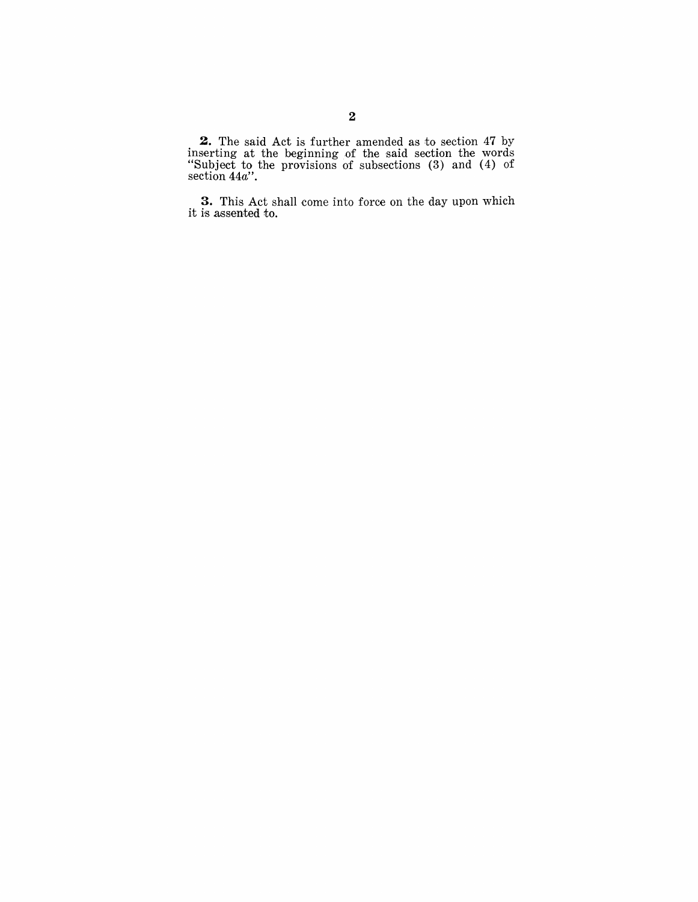**2.** The said Act is further amended as to section 47 by inserting at the beginning of the said section the words "Subject to the provisions of subsections (3) and (4) of section 44*a*".

**3.** This Act shall come into force on the day upon which it is assented to.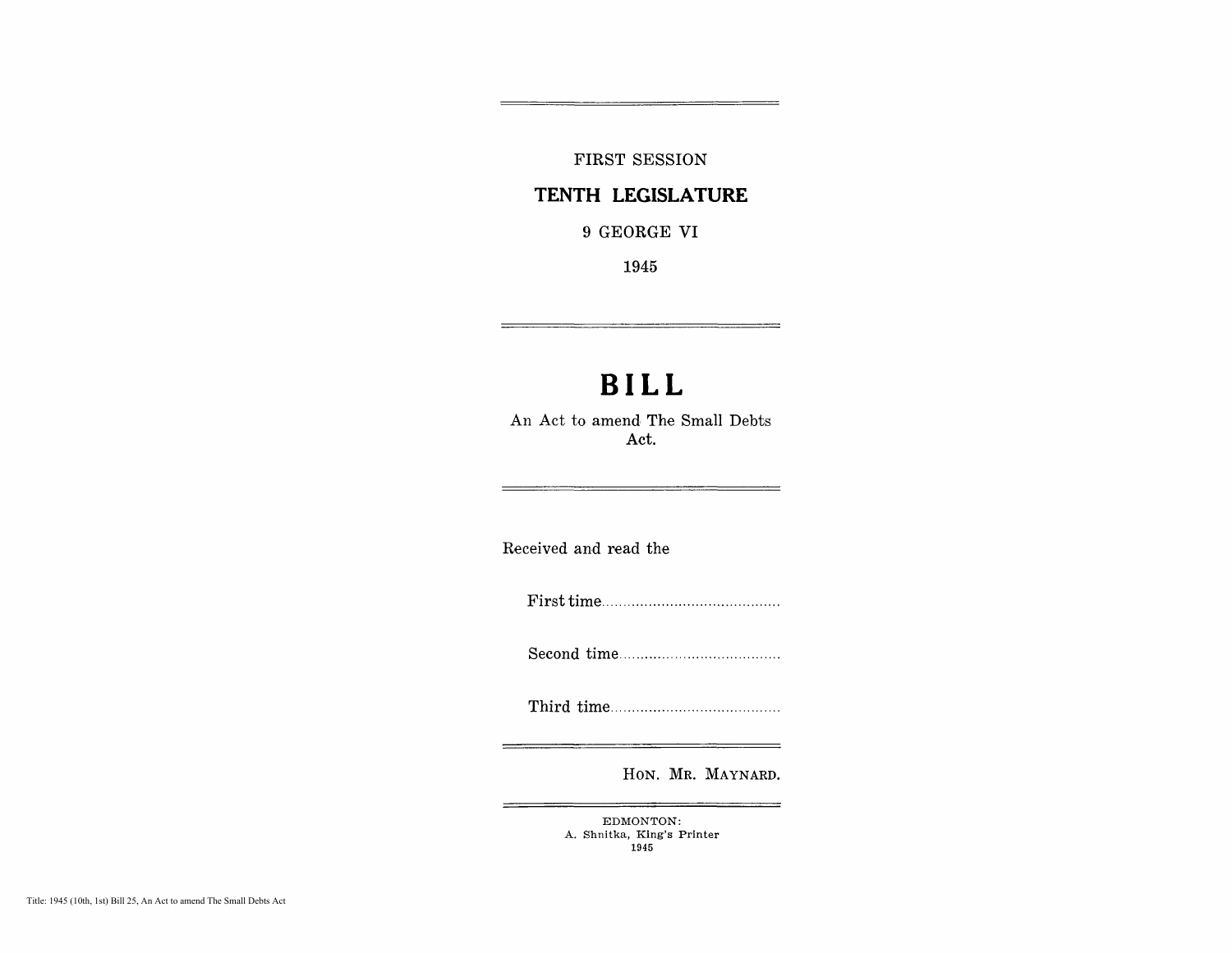FIRST SESSION

**TENTH LEGISLATURE**

9 GEORGE VI

1945

# BILL

An Act to amend The Small Debts Act.

Received and read the

First time..........................................

Second time......................................

Third time........................................

HON. MR. MAYNARD.

EDMONTON:
A. Shnitka, King's Printer
1945

Title: 1945 (10th, 1st) Bill 25, An Act to amend The Small Debts Act